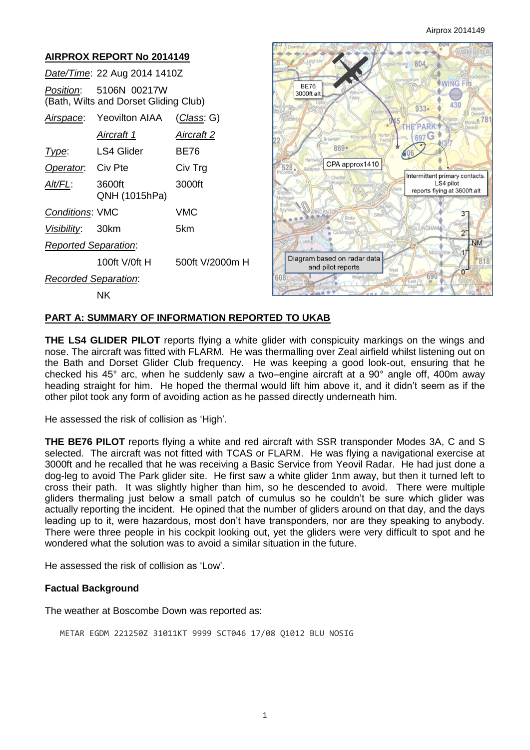## AIRPROX REPORT No 2014149

| | | |
|---|---|---|
| *Date/Time*: 22 Aug 2014 1410Z | | |
| *Position*: 5106N 00217W (Bath, Wilts and Dorset Gliding Club) | | |
| *Airspace*: | Yeovilton AIAA | (*Class*: G) |
| | *Aircraft 1* | *Aircraft 2* |
| *Type*: | LS4 Glider | BE76 |
| *Operator*: | Civ Pte | Civ Trg |
| *Alt/FL*: | 3600ft QNH (1015hPa) | 3000ft |
| *Conditions*: | VMC | VMC |
| *Visibility*: | 30km | 5km |
| *Reported Separation*: | | |
| | 100ft V/0ft H | 500ft V/2000m H |
| *Recorded Separation*: | | |
| | NK | |

BE76 3000ft alt

CPA approx1410

Intermittent primary contacts. LS4 pilot reports flying at 3600ft alt

Diagram based on radar data and pilot reports

## PART A: SUMMARY OF INFORMATION REPORTED TO UKAB

**THE LS4 GLIDER PILOT** reports flying a white glider with conspicuity markings on the wings and nose. The aircraft was fitted with FLARM. He was thermalling over Zeal airfield whilst listening out on the Bath and Dorset Glider Club frequency. He was keeping a good look-out, ensuring that he checked his 45° arc, when he suddenly saw a two–engine aircraft at a 90° angle off, 400m away heading straight for him. He hoped the thermal would lift him above it, and it didn't seem as if the other pilot took any form of avoiding action as he passed directly underneath him.

He assessed the risk of collision as 'High'.

**THE BE76 PILOT** reports flying a white and red aircraft with SSR transponder Modes 3A, C and S selected. The aircraft was not fitted with TCAS or FLARM. He was flying a navigational exercise at 3000ft and he recalled that he was receiving a Basic Service from Yeovil Radar. He had just done a dog-leg to avoid The Park glider site. He first saw a white glider 1nm away, but then it turned left to cross their path. It was slightly higher than him, so he descended to avoid. There were multiple gliders thermaling just below a small patch of cumulus so he couldn't be sure which glider was actually reporting the incident. He opined that the number of gliders around on that day, and the days leading up to it, were hazardous, most don't have transponders, nor are they speaking to anybody. There were three people in his cockpit looking out, yet the gliders were very difficult to spot and he wondered what the solution was to avoid a similar situation in the future.

He assessed the risk of collision as 'Low'.

### Factual Background

The weather at Boscombe Down was reported as:

```
METAR EGDM 221250Z 31011KT 9999 SCT046 17/08 Q1012 BLU NOSIG
```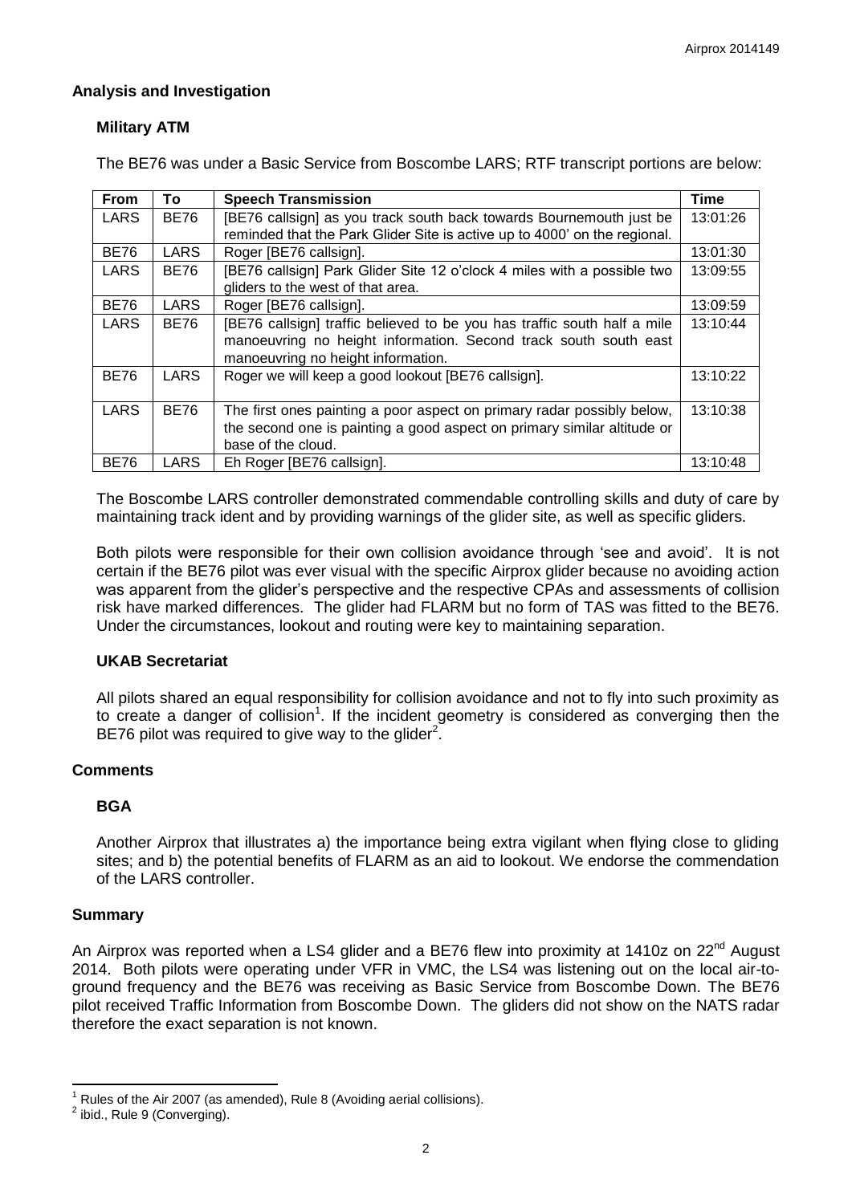## Analysis and Investigation

### Military ATM

The BE76 was under a Basic Service from Boscombe LARS; RTF transcript portions are below:

| From | To | Speech Transmission | Time |
|---|---|---|---|
| LARS | BE76 | [BE76 callsign] as you track south back towards Bournemouth just be reminded that the Park Glider Site is active up to 4000' on the regional. | 13:01:26 |
| BE76 | LARS | Roger [BE76 callsign]. | 13:01:30 |
| LARS | BE76 | [BE76 callsign] Park Glider Site 12 o'clock 4 miles with a possible two gliders to the west of that area. | 13:09:55 |
| BE76 | LARS | Roger [BE76 callsign]. | 13:09:59 |
| LARS | BE76 | [BE76 callsign] traffic believed to be you has traffic south half a mile manoeuvring no height information. Second track south south east manoeuvring no height information. | 13:10:44 |
| BE76 | LARS | Roger we will keep a good lookout [BE76 callsign]. | 13:10:22 |
| LARS | BE76 | The first ones painting a poor aspect on primary radar possibly below, the second one is painting a good aspect on primary similar altitude or base of the cloud. | 13:10:38 |
| BE76 | LARS | Eh Roger [BE76 callsign]. | 13:10:48 |

The Boscombe LARS controller demonstrated commendable controlling skills and duty of care by maintaining track ident and by providing warnings of the glider site, as well as specific gliders.

Both pilots were responsible for their own collision avoidance through 'see and avoid'. It is not certain if the BE76 pilot was ever visual with the specific Airprox glider because no avoiding action was apparent from the glider's perspective and the respective CPAs and assessments of collision risk have marked differences. The glider had FLARM but no form of TAS was fitted to the BE76. Under the circumstances, lookout and routing were key to maintaining separation.

### UKAB Secretariat

All pilots shared an equal responsibility for collision avoidance and not to fly into such proximity as to create a danger of collision[1]. If the incident geometry is considered as converging then the BE76 pilot was required to give way to the glider[2].

## Comments

### BGA

Another Airprox that illustrates a) the importance being extra vigilant when flying close to gliding sites; and b) the potential benefits of FLARM as an aid to lookout. We endorse the commendation of the LARS controller.

## Summary

An Airprox was reported when a LS4 glider and a BE76 flew into proximity at 1410z on 22nd August 2014. Both pilots were operating under VFR in VMC, the LS4 was listening out on the local air-to-ground frequency and the BE76 was receiving as Basic Service from Boscombe Down. The BE76 pilot received Traffic Information from Boscombe Down. The gliders did not show on the NATS radar therefore the exact separation is not known.

---

[1] Rules of the Air 2007 (as amended), Rule 8 (Avoiding aerial collisions).

[2] ibid., Rule 9 (Converging).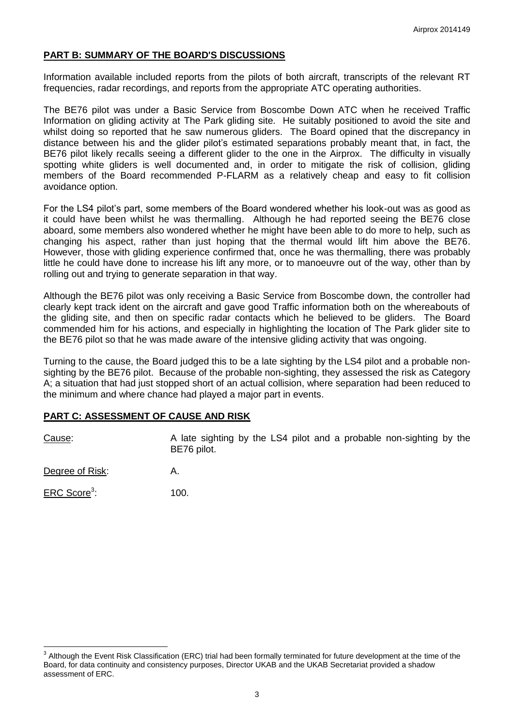## PART B: SUMMARY OF THE BOARD'S DISCUSSIONS

Information available included reports from the pilots of both aircraft, transcripts of the relevant RT frequencies, radar recordings, and reports from the appropriate ATC operating authorities.

The BE76 pilot was under a Basic Service from Boscombe Down ATC when he received Traffic Information on gliding activity at The Park gliding site. He suitably positioned to avoid the site and whilst doing so reported that he saw numerous gliders. The Board opined that the discrepancy in distance between his and the glider pilot's estimated separations probably meant that, in fact, the BE76 pilot likely recalls seeing a different glider to the one in the Airprox. The difficulty in visually spotting white gliders is well documented and, in order to mitigate the risk of collision, gliding members of the Board recommended P-FLARM as a relatively cheap and easy to fit collision avoidance option.

For the LS4 pilot's part, some members of the Board wondered whether his look-out was as good as it could have been whilst he was thermalling. Although he had reported seeing the BE76 close aboard, some members also wondered whether he might have been able to do more to help, such as changing his aspect, rather than just hoping that the thermal would lift him above the BE76. However, those with gliding experience confirmed that, once he was thermalling, there was probably little he could have done to increase his lift any more, or to manoeuvre out of the way, other than by rolling out and trying to generate separation in that way.

Although the BE76 pilot was only receiving a Basic Service from Boscombe down, the controller had clearly kept track ident on the aircraft and gave good Traffic information both on the whereabouts of the gliding site, and then on specific radar contacts which he believed to be gliders. The Board commended him for his actions, and especially in highlighting the location of The Park glider site to the BE76 pilot so that he was made aware of the intensive gliding activity that was ongoing.

Turning to the cause, the Board judged this to be a late sighting by the LS4 pilot and a probable non-sighting by the BE76 pilot. Because of the probable non-sighting, they assessed the risk as Category A; a situation that had just stopped short of an actual collision, where separation had been reduced to the minimum and where chance had played a major part in events.

## PART C: ASSESSMENT OF CAUSE AND RISK

| | |
|---|---|
| Cause: | A late sighting by the LS4 pilot and a probable non-sighting by the BE76 pilot. |
| Degree of Risk: | A. |
| ERC Score[3]: | 100. |

[3] Although the Event Risk Classification (ERC) trial had been formally terminated for future development at the time of the Board, for data continuity and consistency purposes, Director UKAB and the UKAB Secretariat provided a shadow assessment of ERC.